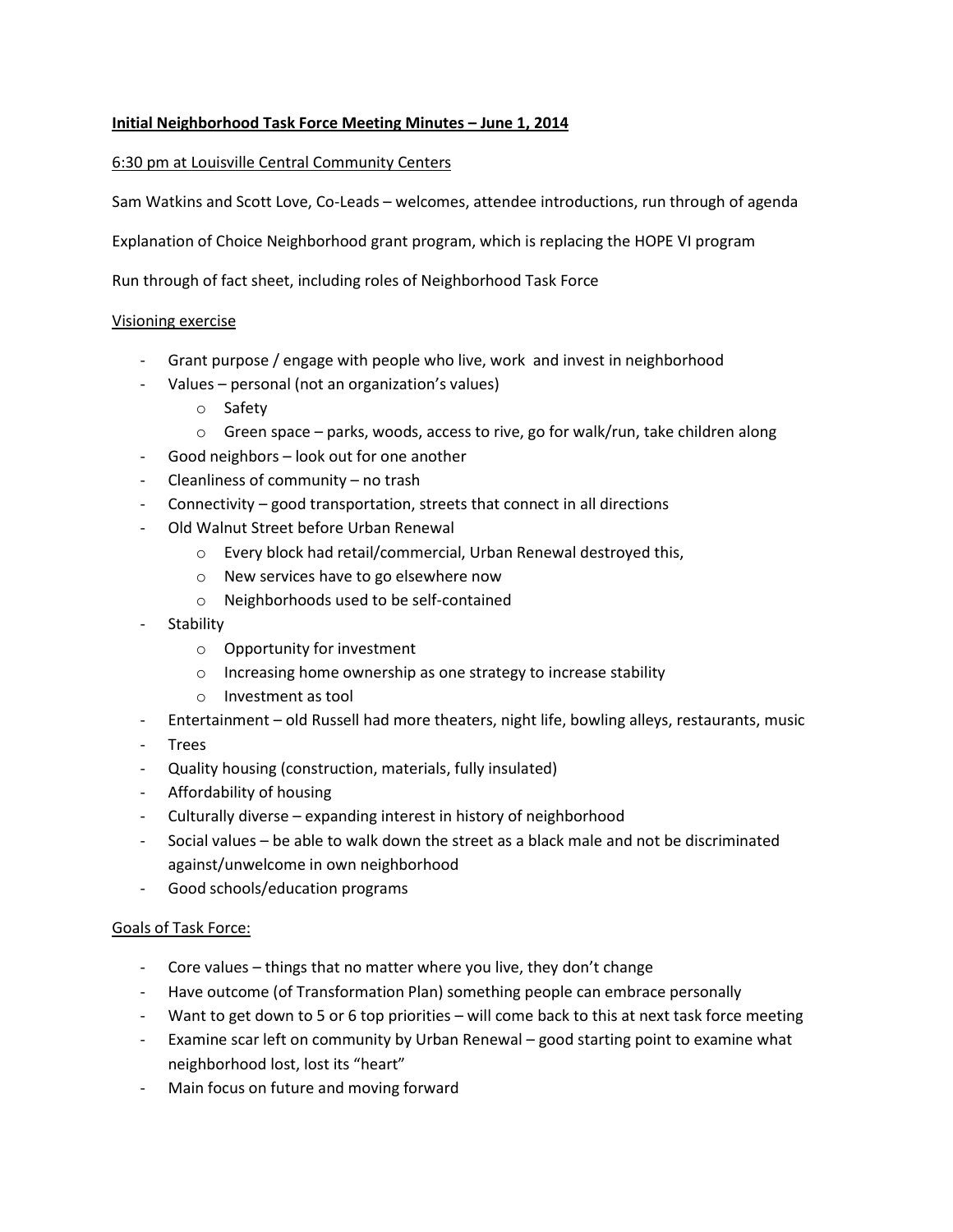**Initial Neighborhood Task Force Meeting Minutes – June 1, 2014**

6:30 pm at Louisville Central Community Centers

Sam Watkins and Scott Love, Co-Leads – welcomes, attendee introductions, run through of agenda

Explanation of Choice Neighborhood grant program, which is replacing the HOPE VI program

Run through of fact sheet, including roles of Neighborhood Task Force

Visioning exercise

- Grant purpose / engage with people who live, work and invest in neighborhood
- Values – personal (not an organization's values)
  - Safety
  - Green space – parks, woods, access to rive, go for walk/run, take children along
- Good neighbors – look out for one another
- Cleanliness of community – no trash
- Connectivity – good transportation, streets that connect in all directions
- Old Walnut Street before Urban Renewal
  - Every block had retail/commercial, Urban Renewal destroyed this,
  - New services have to go elsewhere now
  - Neighborhoods used to be self-contained
- Stability
  - Opportunity for investment
  - Increasing home ownership as one strategy to increase stability
  - Investment as tool
- Entertainment – old Russell had more theaters, night life, bowling alleys, restaurants, music
- Trees
- Quality housing (construction, materials, fully insulated)
- Affordability of housing
- Culturally diverse – expanding interest in history of neighborhood
- Social values – be able to walk down the street as a black male and not be discriminated against/unwelcome in own neighborhood
- Good schools/education programs

Goals of Task Force:

- Core values – things that no matter where you live, they don't change
- Have outcome (of Transformation Plan) something people can embrace personally
- Want to get down to 5 or 6 top priorities – will come back to this at next task force meeting
- Examine scar left on community by Urban Renewal – good starting point to examine what neighborhood lost, lost its "heart"
- Main focus on future and moving forward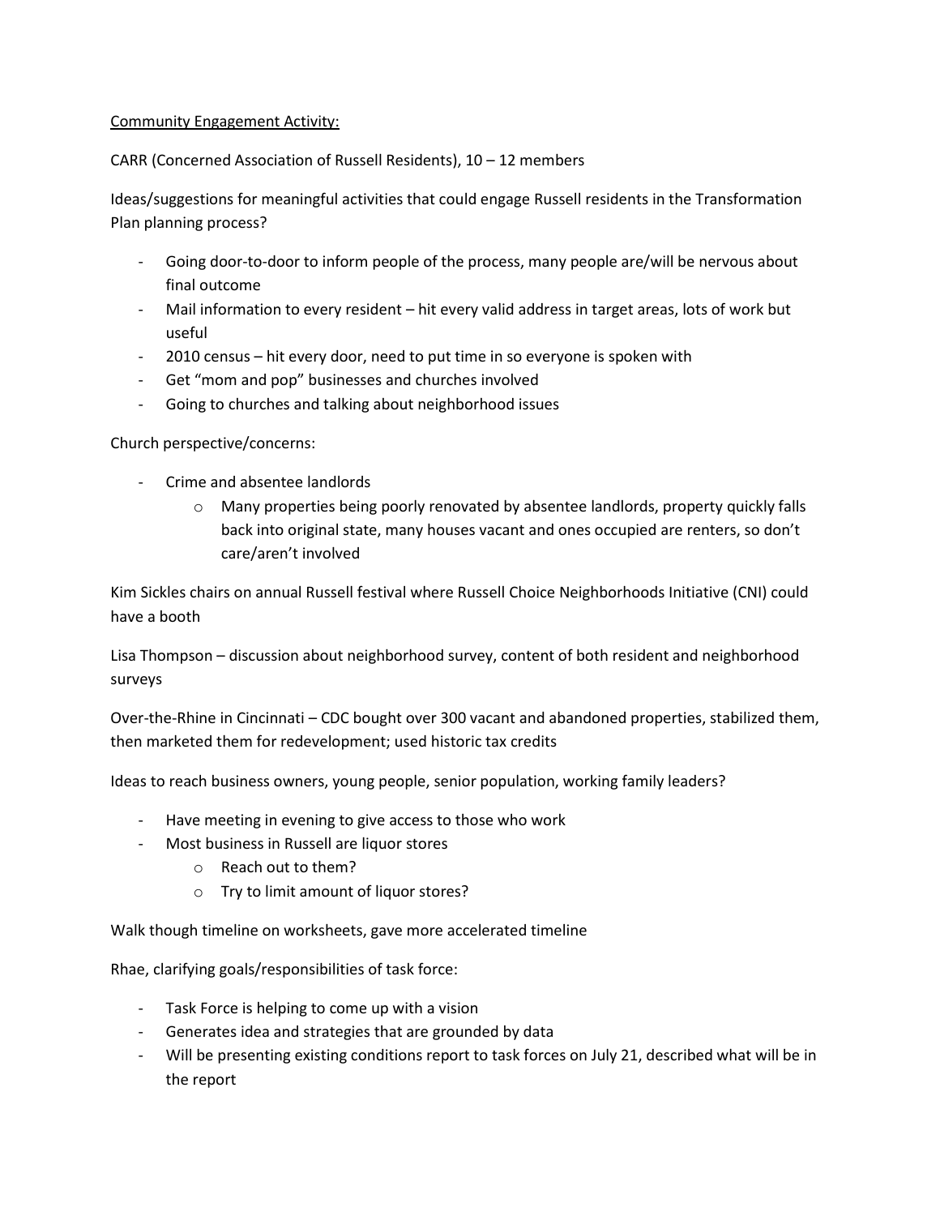Community Engagement Activity:

CARR (Concerned Association of Russell Residents), 10 – 12 members

Ideas/suggestions for meaningful activities that could engage Russell residents in the Transformation Plan planning process?

- Going door-to-door to inform people of the process, many people are/will be nervous about final outcome
- Mail information to every resident – hit every valid address in target areas, lots of work but useful
- 2010 census – hit every door, need to put time in so everyone is spoken with
- Get "mom and pop" businesses and churches involved
- Going to churches and talking about neighborhood issues

Church perspective/concerns:

- Crime and absentee landlords
    - Many properties being poorly renovated by absentee landlords, property quickly falls back into original state, many houses vacant and ones occupied are renters, so don't care/aren't involved

Kim Sickles chairs on annual Russell festival where Russell Choice Neighborhoods Initiative (CNI) could have a booth

Lisa Thompson – discussion about neighborhood survey, content of both resident and neighborhood surveys

Over-the-Rhine in Cincinnati – CDC bought over 300 vacant and abandoned properties, stabilized them, then marketed them for redevelopment; used historic tax credits

Ideas to reach business owners, young people, senior population, working family leaders?

- Have meeting in evening to give access to those who work
- Most business in Russell are liquor stores
    - Reach out to them?
    - Try to limit amount of liquor stores?

Walk though timeline on worksheets, gave more accelerated timeline

Rhae, clarifying goals/responsibilities of task force:

- Task Force is helping to come up with a vision
- Generates idea and strategies that are grounded by data
- Will be presenting existing conditions report to task forces on July 21, described what will be in the report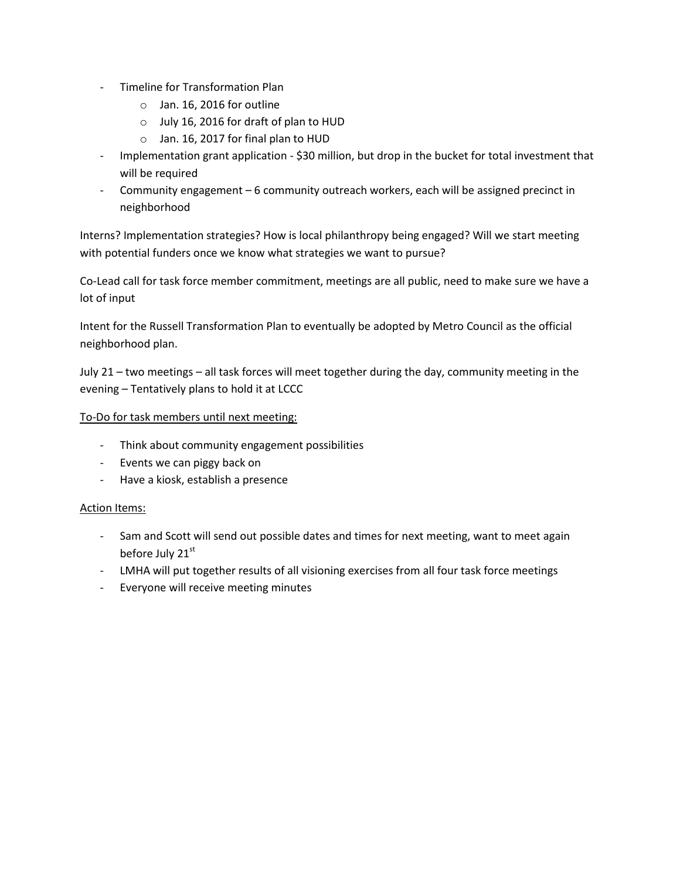- Timeline for Transformation Plan
    - Jan. 16, 2016 for outline
    - July 16, 2016 for draft of plan to HUD
    - Jan. 16, 2017 for final plan to HUD
- Implementation grant application - $30 million, but drop in the bucket for total investment that will be required
- Community engagement – 6 community outreach workers, each will be assigned precinct in neighborhood

Interns? Implementation strategies? How is local philanthropy being engaged? Will we start meeting with potential funders once we know what strategies we want to pursue?

Co-Lead call for task force member commitment, meetings are all public, need to make sure we have a lot of input

Intent for the Russell Transformation Plan to eventually be adopted by Metro Council as the official neighborhood plan.

July 21 – two meetings – all task forces will meet together during the day, community meeting in the evening – Tentatively plans to hold it at LCCC

<u>To-Do for task members until next meeting:</u>

- Think about community engagement possibilities
- Events we can piggy back on
- Have a kiosk, establish a presence

<u>Action Items:</u>

- Sam and Scott will send out possible dates and times for next meeting, want to meet again before July 21st
- LMHA will put together results of all visioning exercises from all four task force meetings
- Everyone will receive meeting minutes